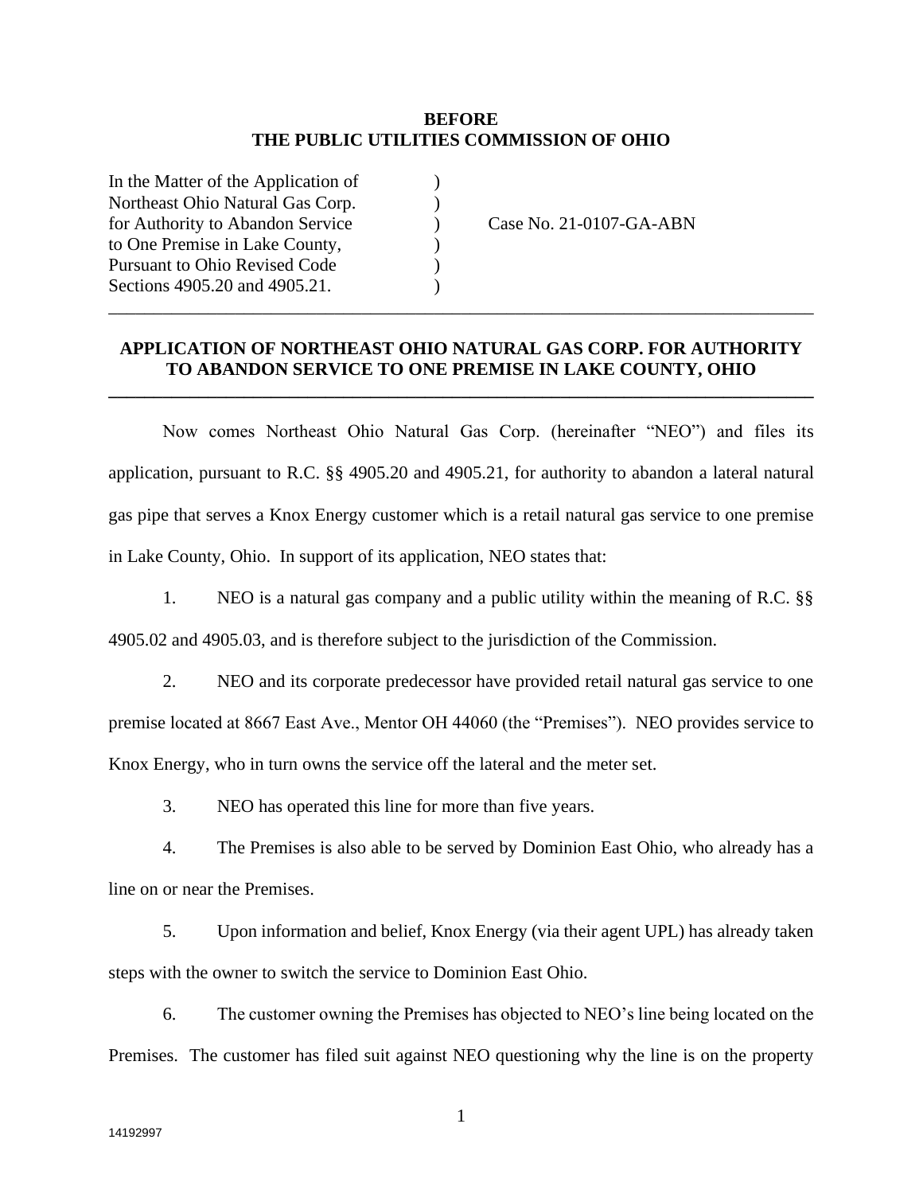**BEFORE**
**THE PUBLIC UTILITIES COMMISSION OF OHIO**

| | | |
|---|---|---|
| In the Matter of the Application of Northeast Ohio Natural Gas Corp. for Authority to Abandon Service to One Premise in Lake County, Pursuant to Ohio Revised Code Sections 4905.20 and 4905.21. | ) ) ) ) ) ) | Case No. 21-0107-GA-ABN |

---

## APPLICATION OF NORTHEAST OHIO NATURAL GAS CORP. FOR AUTHORITY TO ABANDON SERVICE TO ONE PREMISE IN LAKE COUNTY, OHIO

---

Now comes Northeast Ohio Natural Gas Corp. (hereinafter "NEO") and files its application, pursuant to R.C. §§ 4905.20 and 4905.21, for authority to abandon a lateral natural gas pipe that serves a Knox Energy customer which is a retail natural gas service to one premise in Lake County, Ohio. In support of its application, NEO states that:

1. NEO is a natural gas company and a public utility within the meaning of R.C. §§ 4905.02 and 4905.03, and is therefore subject to the jurisdiction of the Commission.

2. NEO and its corporate predecessor have provided retail natural gas service to one premise located at 8667 East Ave., Mentor OH 44060 (the "Premises"). NEO provides service to Knox Energy, who in turn owns the service off the lateral and the meter set.

3. NEO has operated this line for more than five years.

4. The Premises is also able to be served by Dominion East Ohio, who already has a line on or near the Premises.

5. Upon information and belief, Knox Energy (via their agent UPL) has already taken steps with the owner to switch the service to Dominion East Ohio.

6. The customer owning the Premises has objected to NEO's line being located on the Premises. The customer has filed suit against NEO questioning why the line is on the property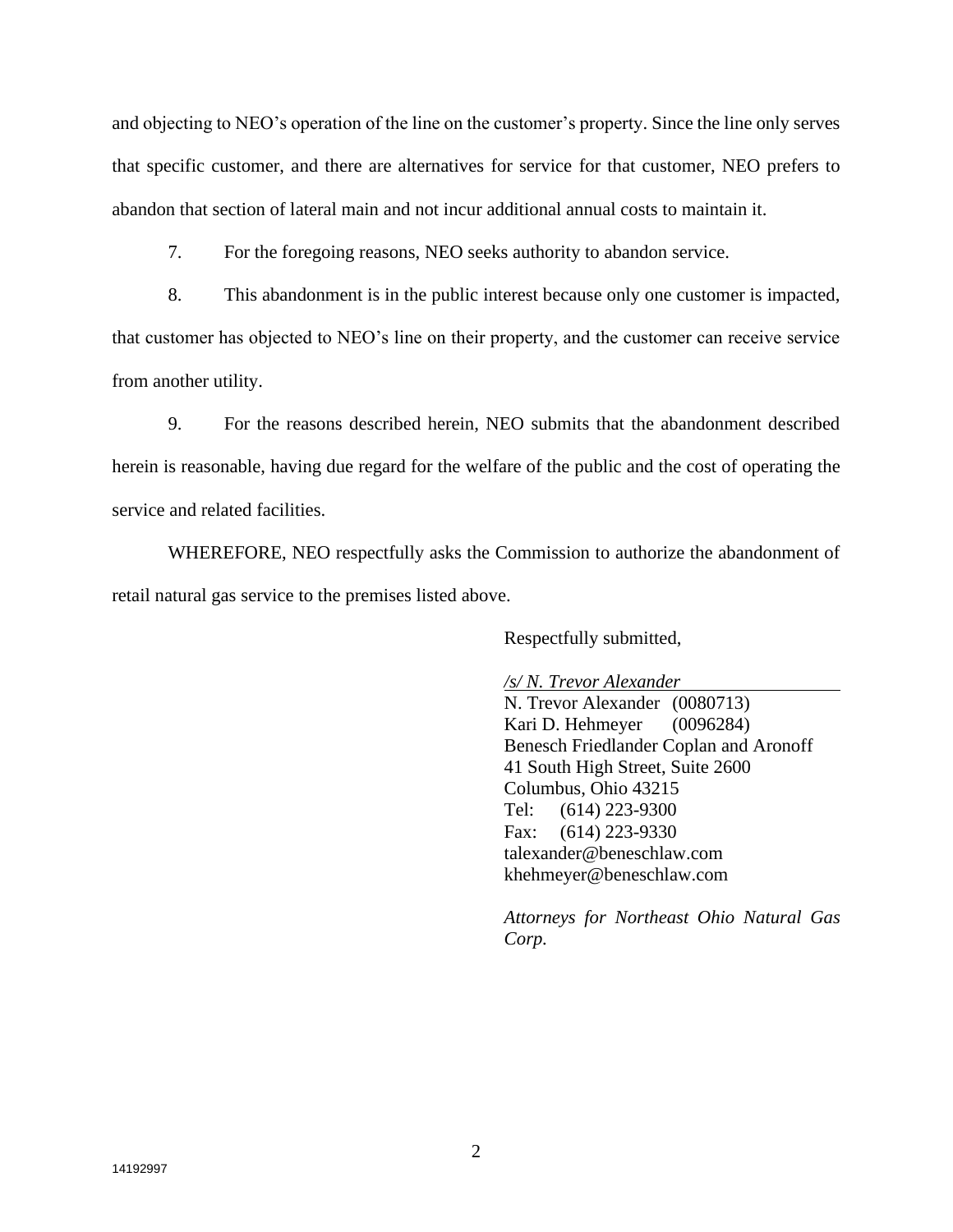and objecting to NEO's operation of the line on the customer's property. Since the line only serves that specific customer, and there are alternatives for service for that customer, NEO prefers to abandon that section of lateral main and not incur additional annual costs to maintain it.

7. For the foregoing reasons, NEO seeks authority to abandon service.

8. This abandonment is in the public interest because only one customer is impacted, that customer has objected to NEO's line on their property, and the customer can receive service from another utility.

9. For the reasons described herein, NEO submits that the abandonment described herein is reasonable, having due regard for the welfare of the public and the cost of operating the service and related facilities.

WHEREFORE, NEO respectfully asks the Commission to authorize the abandonment of retail natural gas service to the premises listed above.

Respectfully submitted,

*/s/ N. Trevor Alexander*
N. Trevor Alexander (0080713)
Kari D. Hehmeyer (0096284)
Benesch Friedlander Coplan and Aronoff
41 South High Street, Suite 2600
Columbus, Ohio 43215
Tel: (614) 223-9300
Fax: (614) 223-9330
talexander@beneschlaw.com
khehmeyer@beneschlaw.com

*Attorneys for Northeast Ohio Natural Gas Corp.*

14192997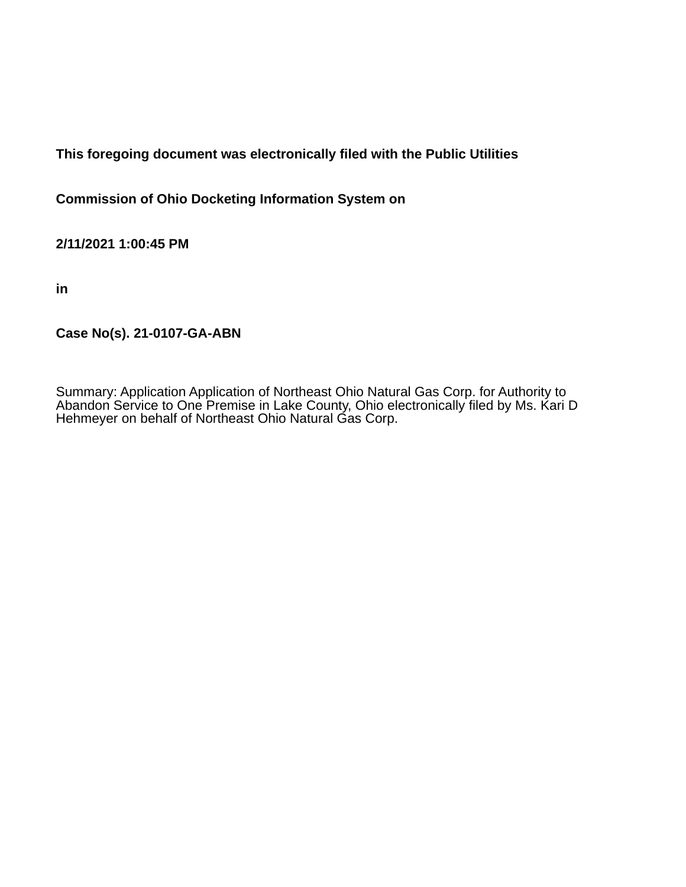**This foregoing document was electronically filed with the Public Utilities**

**Commission of Ohio Docketing Information System on**

**2/11/2021 1:00:45 PM**

**in**

**Case No(s). 21-0107-GA-ABN**

Summary: Application Application of Northeast Ohio Natural Gas Corp. for Authority to Abandon Service to One Premise in Lake County, Ohio electronically filed by Ms. Kari D Hehmeyer on behalf of Northeast Ohio Natural Gas Corp.